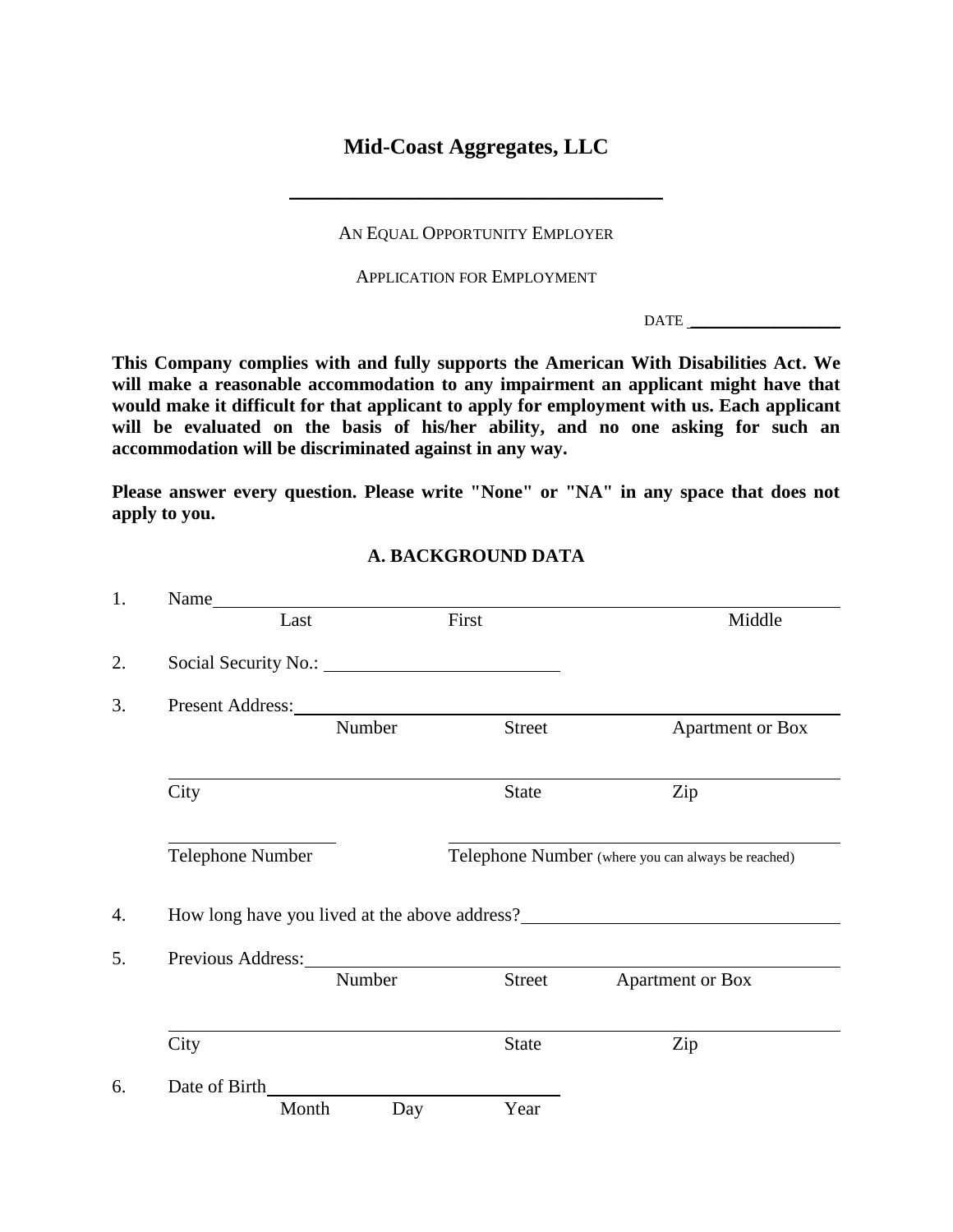# Mid-Coast Aggregates, LLC

---

AN EQUAL OPPORTUNITY EMPLOYER

APPLICATION FOR EMPLOYMENT

DATE ________________

**This Company complies with and fully supports the American With Disabilities Act. We will make a reasonable accommodation to any impairment an applicant might have that would make it difficult for that applicant to apply for employment with us. Each applicant will be evaluated on the basis of his/her ability, and no one asking for such an accommodation will be discriminated against in any way.**

**Please answer every question. Please write "None" or "NA" in any space that does not apply to you.**

## A. BACKGROUND DATA

1. Name ________________________________________________
   Last First Middle

2. Social Security No.: ________________________

3. Present Address: ________________________________________
   Number Street Apartment or Box

   ________________________________________________
   City State Zip

   ________________ ________________________________
   Telephone Number Telephone Number (where you can always be reached)

4. How long have you lived at the above address? ________________________

5. Previous Address: ________________________________________
   Number Street Apartment or Box

   ________________________________________________
   City State Zip

6. Date of Birth ________________________
   Month Day Year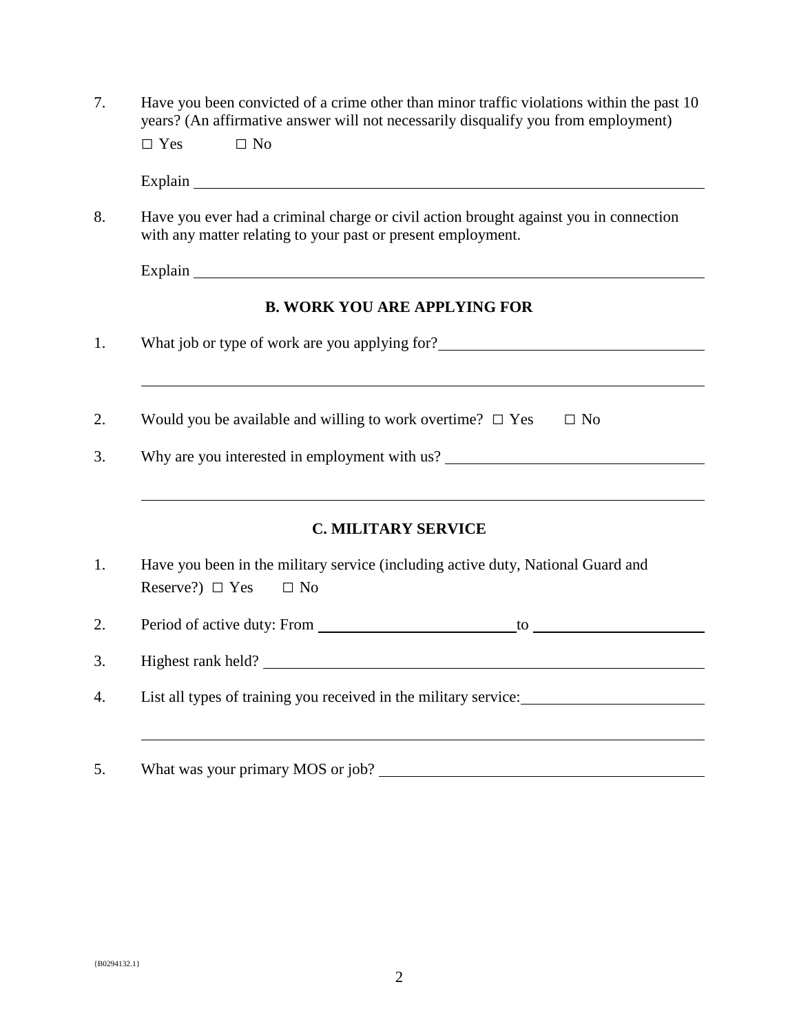7. Have you been convicted of a crime other than minor traffic violations within the past 10 years? (An affirmative answer will not necessarily disqualify you from employment)

   ☐ Yes ☐ No

   Explain ______________________________________________________________

8. Have you ever had a criminal charge or civil action brought against you in connection with any matter relating to your past or present employment.

   Explain ______________________________________________________________

## B. WORK YOU ARE APPLYING FOR

1. What job or type of work are you applying for? ________________________________

   ______________________________________________________________________

2. Would you be available and willing to work overtime? ☐ Yes ☐ No

3. Why are you interested in employment with us? ________________________________

   ______________________________________________________________________

## C. MILITARY SERVICE

1. Have you been in the military service (including active duty, National Guard and Reserve?) ☐ Yes ☐ No

2. Period of active duty: From ______________________ to ______________________

3. Highest rank held? ______________________________________________________

4. List all types of training you received in the military service: ______________________

   ______________________________________________________________________

5. What was your primary MOS or job? ________________________________________

{B0294132.1}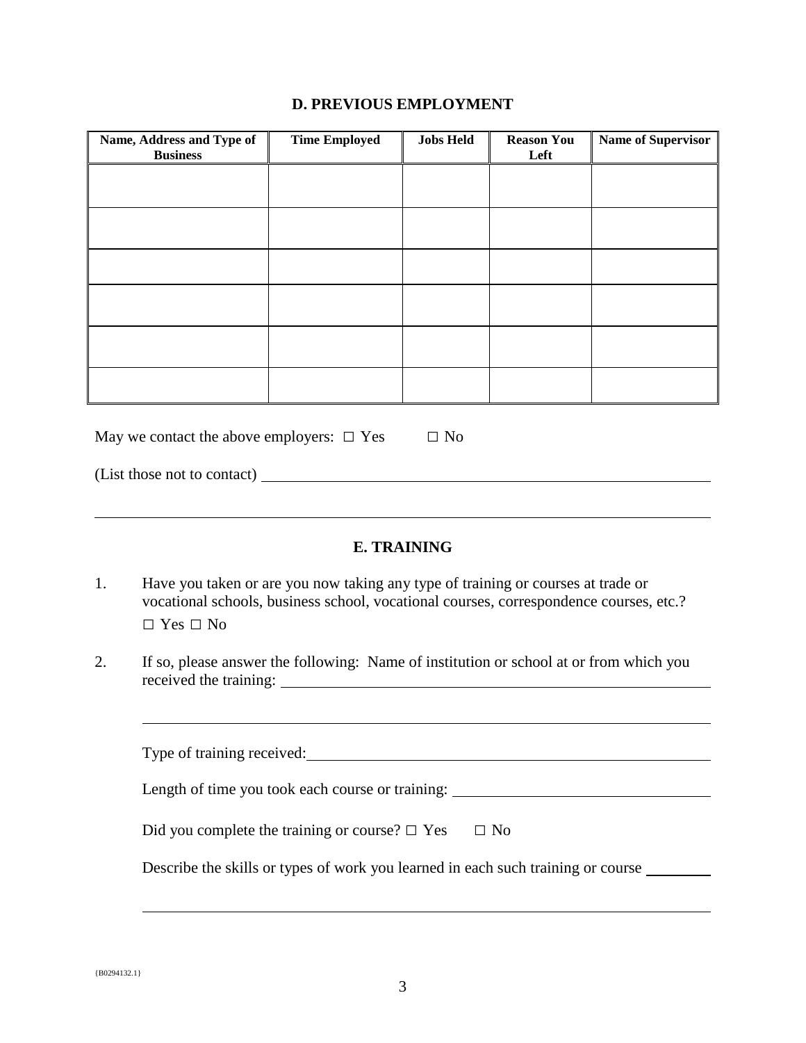## D. PREVIOUS EMPLOYMENT

| Name, Address and Type of Business | Time Employed | Jobs Held | Reason You Left | Name of Supervisor |
|---|---|---|---|---|
| | | | | |
| | | | | |
| | | | | |
| | | | | |
| | | | | |
| | | | | |

May we contact the above employers: ☐ Yes ☐ No

(List those not to contact) ______________________________________________

______________________________________________

## E. TRAINING

1. Have you taken or are you now taking any type of training or courses at trade or vocational schools, business school, vocational courses, correspondence courses, etc.?
   ☐ Yes ☐ No

2. If so, please answer the following: Name of institution or school at or from which you received the training: ______________________________________________

   ______________________________________________

   Type of training received: ______________________________________________

   Length of time you took each course or training: ______________________________

   Did you complete the training or course? ☐ Yes ☐ No

   Describe the skills or types of work you learned in each such training or course ________

   ______________________________________________

{B0294132.1}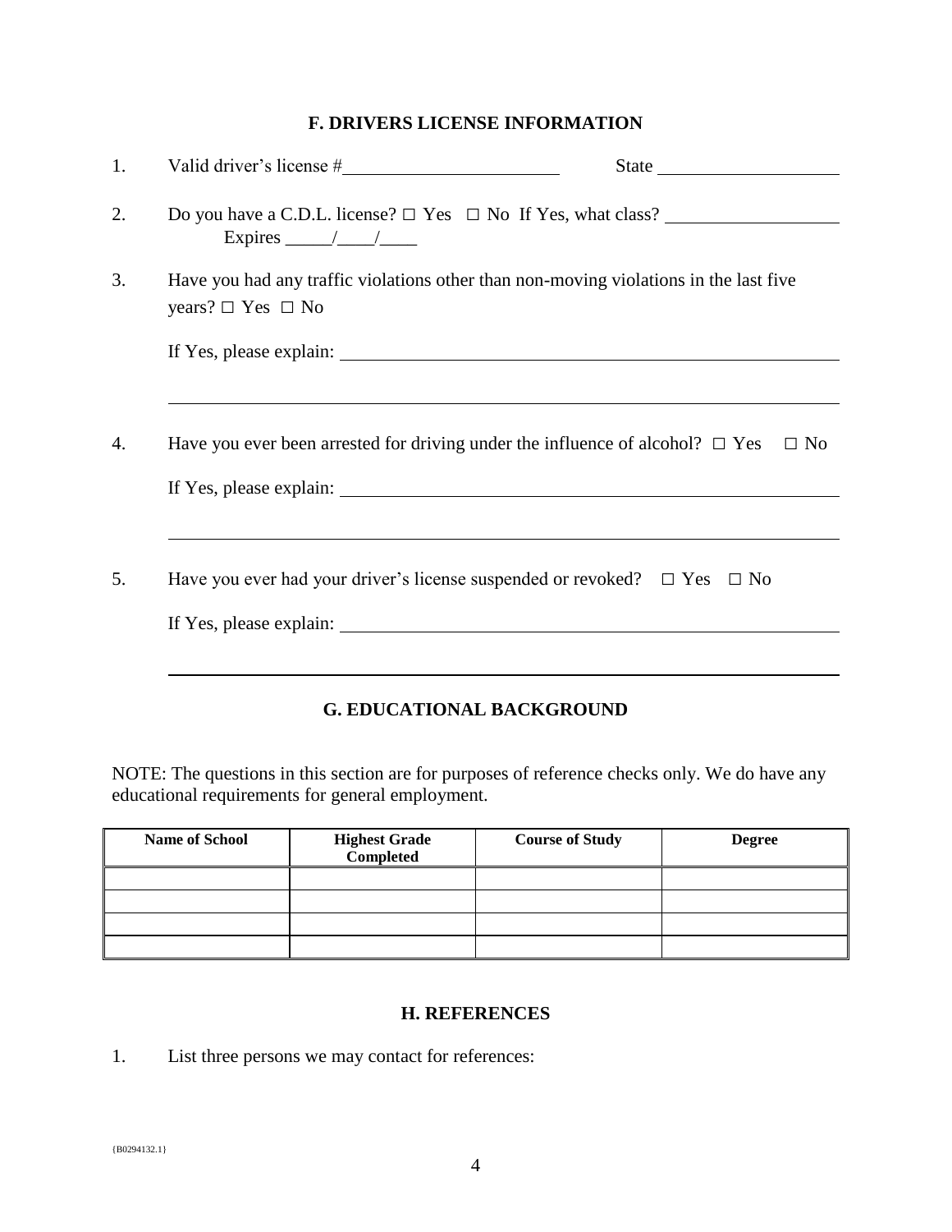## F. DRIVERS LICENSE INFORMATION

1. Valid driver's license #________________________ State ____________________

2. Do you have a C.D.L. license? ☐ Yes ☐ No If Yes, what class? ___________________
   Expires _____/____/____

3. Have you had any traffic violations other than non-moving violations in the last five years? ☐ Yes ☐ No

   If Yes, please explain: ________________________________________________________

   ______________________________________________________________________________

4. Have you ever been arrested for driving under the influence of alcohol? ☐ Yes ☐ No

   If Yes, please explain: ________________________________________________________

   ______________________________________________________________________________

5. Have you ever had your driver's license suspended or revoked? ☐ Yes ☐ No

   If Yes, please explain: ________________________________________________________

   ______________________________________________________________________________

## G. EDUCATIONAL BACKGROUND

NOTE: The questions in this section are for purposes of reference checks only. We do have any educational requirements for general employment.

| Name of School | Highest Grade Completed | Course of Study | Degree |
|---|---|---|---|
| | | | |
| | | | |
| | | | |
| | | | |

## H. REFERENCES

1. List three persons we may contact for references:

{B0294132.1}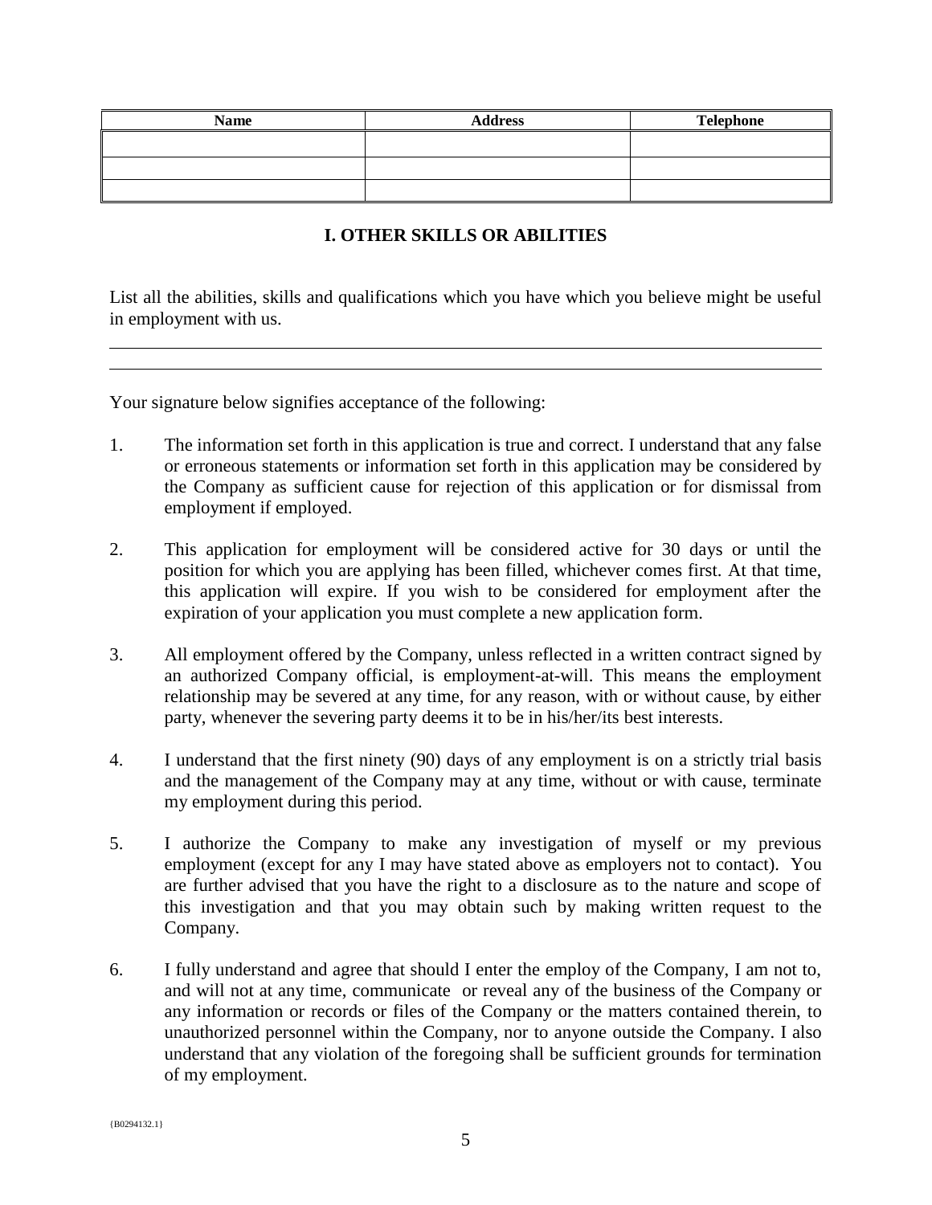| Name | Address | Telephone |
| --- | --- | --- |
| | | |
| | | |
| | | |

## I. OTHER SKILLS OR ABILITIES

List all the abilities, skills and qualifications which you have which you believe might be useful in employment with us.

\_\_\_\_\_\_\_\_\_\_\_\_\_\_\_\_\_\_\_\_\_\_\_\_\_\_\_\_\_\_\_\_\_\_\_\_\_\_\_\_\_\_\_\_\_\_\_\_\_\_\_\_\_\_\_\_\_\_\_\_\_\_\_\_\_\_\_\_\_\_\_\_\_\_\_\_\_\_

\_\_\_\_\_\_\_\_\_\_\_\_\_\_\_\_\_\_\_\_\_\_\_\_\_\_\_\_\_\_\_\_\_\_\_\_\_\_\_\_\_\_\_\_\_\_\_\_\_\_\_\_\_\_\_\_\_\_\_\_\_\_\_\_\_\_\_\_\_\_\_\_\_\_\_\_\_\_

Your signature below signifies acceptance of the following:

1. The information set forth in this application is true and correct. I understand that any false or erroneous statements or information set forth in this application may be considered by the Company as sufficient cause for rejection of this application or for dismissal from employment if employed.

2. This application for employment will be considered active for 30 days or until the position for which you are applying has been filled, whichever comes first. At that time, this application will expire. If you wish to be considered for employment after the expiration of your application you must complete a new application form.

3. All employment offered by the Company, unless reflected in a written contract signed by an authorized Company official, is employment-at-will. This means the employment relationship may be severed at any time, for any reason, with or without cause, by either party, whenever the severing party deems it to be in his/her/its best interests.

4. I understand that the first ninety (90) days of any employment is on a strictly trial basis and the management of the Company may at any time, without or with cause, terminate my employment during this period.

5. I authorize the Company to make any investigation of myself or my previous employment (except for any I may have stated above as employers not to contact). You are further advised that you have the right to a disclosure as to the nature and scope of this investigation and that you may obtain such by making written request to the Company.

6. I fully understand and agree that should I enter the employ of the Company, I am not to, and will not at any time, communicate or reveal any of the business of the Company or any information or records or files of the Company or the matters contained therein, to unauthorized personnel within the Company, nor to anyone outside the Company. I also understand that any violation of the foregoing shall be sufficient grounds for termination of my employment.

{B0294132.1}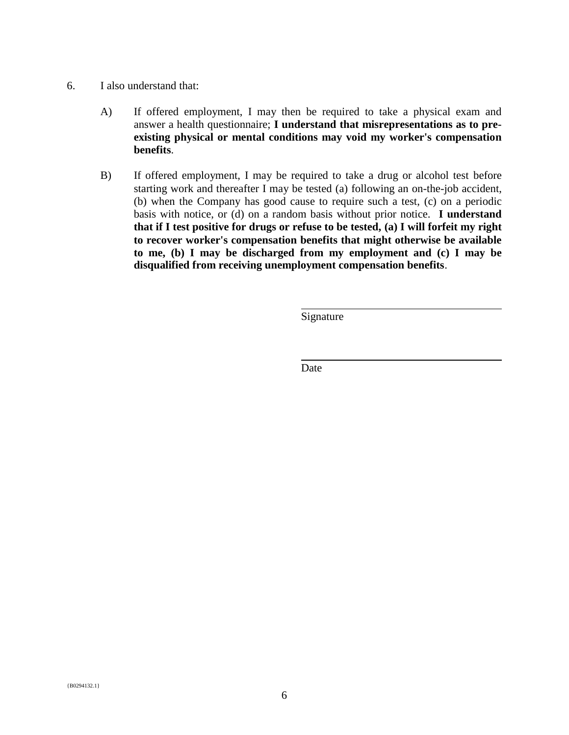6. I also understand that:

   A) If offered employment, I may then be required to take a physical exam and answer a health questionnaire; **I understand that misrepresentations as to pre-existing physical or mental conditions may void my worker's compensation benefits**.

   B) If offered employment, I may be required to take a drug or alcohol test before starting work and thereafter I may be tested (a) following an on-the-job accident, (b) when the Company has good cause to require such a test, (c) on a periodic basis with notice, or (d) on a random basis without prior notice. **I understand that if I test positive for drugs or refuse to be tested, (a) I will forfeit my right to recover worker's compensation benefits that might otherwise be available to me, (b) I may be discharged from my employment and (c) I may be disqualified from receiving unemployment compensation benefits**.

\_\_\_\_\_\_\_\_\_\_\_\_\_\_\_\_\_\_\_\_\_\_\_\_\_\_\_\_\_\_\_\_\_\_\_\_\_\_\_\_
Signature

\_\_\_\_\_\_\_\_\_\_\_\_\_\_\_\_\_\_\_\_\_\_\_\_\_\_\_\_\_\_\_\_\_\_\_\_\_\_\_\_
Date

{B0294132.1}